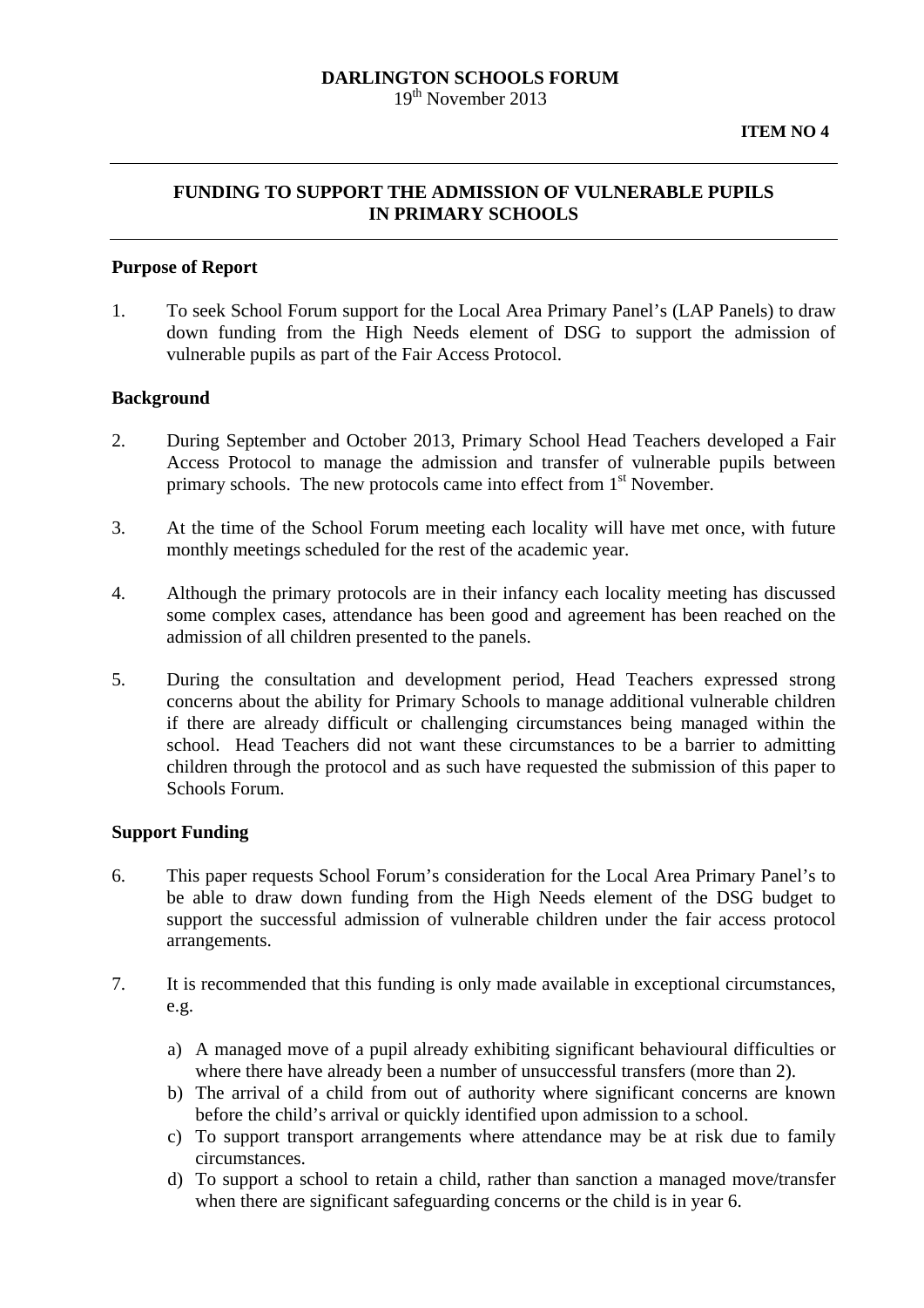**DARLINGTON SCHOOLS FORUM**
19th November 2013

**ITEM NO 4**

---

## FUNDING TO SUPPORT THE ADMISSION OF VULNERABLE PUPILS IN PRIMARY SCHOOLS

---

### Purpose of Report

1. To seek School Forum support for the Local Area Primary Panel's (LAP Panels) to draw down funding from the High Needs element of DSG to support the admission of vulnerable pupils as part of the Fair Access Protocol.

### Background

2. During September and October 2013, Primary School Head Teachers developed a Fair Access Protocol to manage the admission and transfer of vulnerable pupils between primary schools. The new protocols came into effect from 1st November.

3. At the time of the School Forum meeting each locality will have met once, with future monthly meetings scheduled for the rest of the academic year.

4. Although the primary protocols are in their infancy each locality meeting has discussed some complex cases, attendance has been good and agreement has been reached on the admission of all children presented to the panels.

5. During the consultation and development period, Head Teachers expressed strong concerns about the ability for Primary Schools to manage additional vulnerable children if there are already difficult or challenging circumstances being managed within the school. Head Teachers did not want these circumstances to be a barrier to admitting children through the protocol and as such have requested the submission of this paper to Schools Forum.

### Support Funding

6. This paper requests School Forum's consideration for the Local Area Primary Panel's to be able to draw down funding from the High Needs element of the DSG budget to support the successful admission of vulnerable children under the fair access protocol arrangements.

7. It is recommended that this funding is only made available in exceptional circumstances, e.g.

    a) A managed move of a pupil already exhibiting significant behavioural difficulties or where there have already been a number of unsuccessful transfers (more than 2).
    b) The arrival of a child from out of authority where significant concerns are known before the child's arrival or quickly identified upon admission to a school.
    c) To support transport arrangements where attendance may be at risk due to family circumstances.
    d) To support a school to retain a child, rather than sanction a managed move/transfer when there are significant safeguarding concerns or the child is in year 6.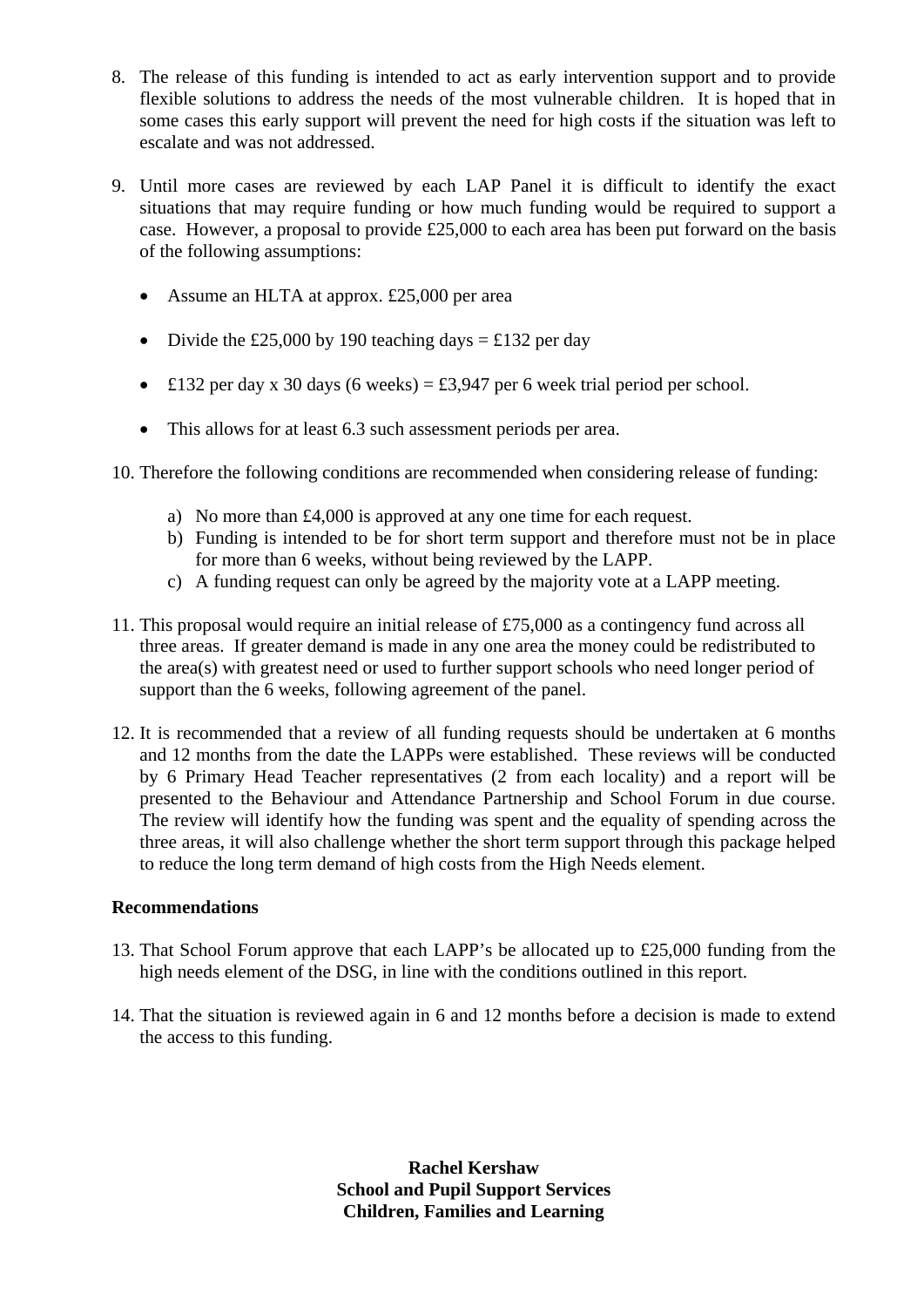8. The release of this funding is intended to act as early intervention support and to provide flexible solutions to address the needs of the most vulnerable children. It is hoped that in some cases this early support will prevent the need for high costs if the situation was left to escalate and was not addressed.

9. Until more cases are reviewed by each LAP Panel it is difficult to identify the exact situations that may require funding or how much funding would be required to support a case. However, a proposal to provide £25,000 to each area has been put forward on the basis of the following assumptions:

   - Assume an HLTA at approx. £25,000 per area
   - Divide the £25,000 by 190 teaching days = £132 per day
   - £132 per day x 30 days (6 weeks) = £3,947 per 6 week trial period per school.
   - This allows for at least 6.3 such assessment periods per area.

10. Therefore the following conditions are recommended when considering release of funding:

    a) No more than £4,000 is approved at any one time for each request.
    b) Funding is intended to be for short term support and therefore must not be in place for more than 6 weeks, without being reviewed by the LAPP.
    c) A funding request can only be agreed by the majority vote at a LAPP meeting.

11. This proposal would require an initial release of £75,000 as a contingency fund across all three areas. If greater demand is made in any one area the money could be redistributed to the area(s) with greatest need or used to further support schools who need longer period of support than the 6 weeks, following agreement of the panel.

12. It is recommended that a review of all funding requests should be undertaken at 6 months and 12 months from the date the LAPPs were established. These reviews will be conducted by 6 Primary Head Teacher representatives (2 from each locality) and a report will be presented to the Behaviour and Attendance Partnership and School Forum in due course. The review will identify how the funding was spent and the equality of spending across the three areas, it will also challenge whether the short term support through this package helped to reduce the long term demand of high costs from the High Needs element.

**Recommendations**

13. That School Forum approve that each LAPP's be allocated up to £25,000 funding from the high needs element of the DSG, in line with the conditions outlined in this report.

14. That the situation is reviewed again in 6 and 12 months before a decision is made to extend the access to this funding.

**Rachel Kershaw**
**School and Pupil Support Services**
**Children, Families and Learning**